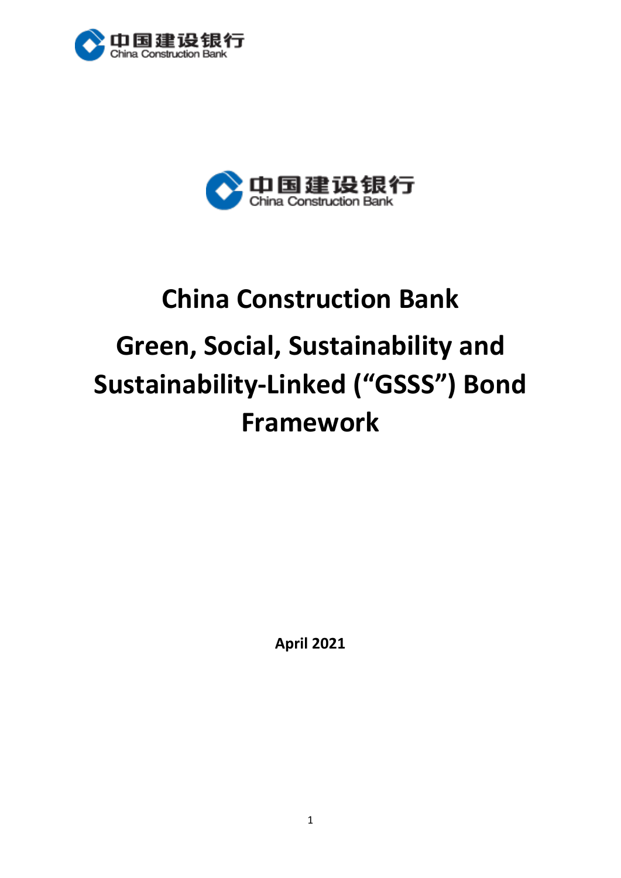# China Construction Bank

# Green, Social, Sustainability and Sustainability-Linked ("GSSS") Bond Framework

**April 2021**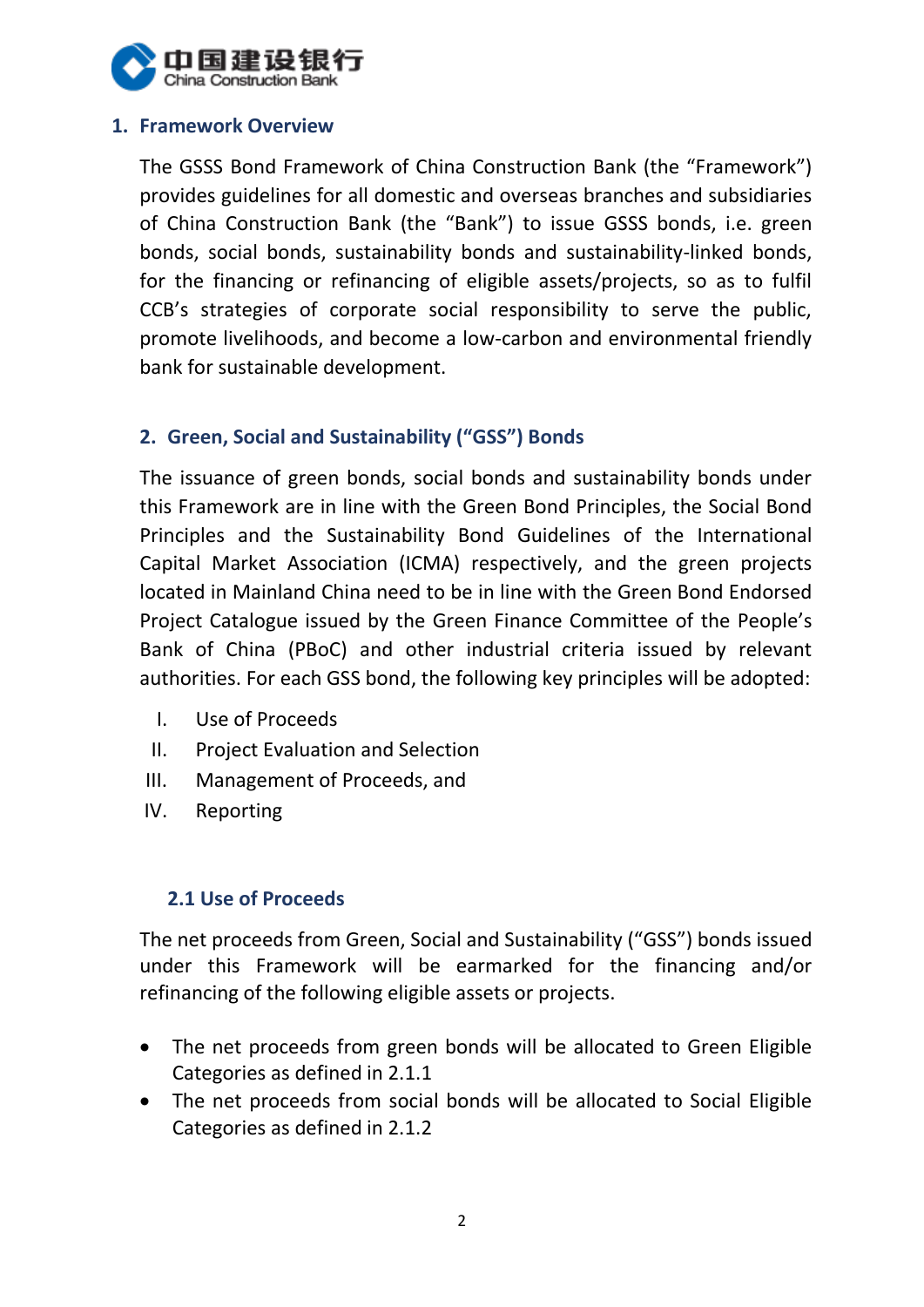## 1. Framework Overview

The GSSS Bond Framework of China Construction Bank (the "Framework") provides guidelines for all domestic and overseas branches and subsidiaries of China Construction Bank (the "Bank") to issue GSSS bonds, i.e. green bonds, social bonds, sustainability bonds and sustainability-linked bonds, for the financing or refinancing of eligible assets/projects, so as to fulfil CCB's strategies of corporate social responsibility to serve the public, promote livelihoods, and become a low-carbon and environmental friendly bank for sustainable development.

## 2. Green, Social and Sustainability ("GSS") Bonds

The issuance of green bonds, social bonds and sustainability bonds under this Framework are in line with the Green Bond Principles, the Social Bond Principles and the Sustainability Bond Guidelines of the International Capital Market Association (ICMA) respectively, and the green projects located in Mainland China need to be in line with the Green Bond Endorsed Project Catalogue issued by the Green Finance Committee of the People's Bank of China (PBoC) and other industrial criteria issued by relevant authorities. For each GSS bond, the following key principles will be adopted:

I. Use of Proceeds
II. Project Evaluation and Selection
III. Management of Proceeds, and
IV. Reporting

### 2.1 Use of Proceeds

The net proceeds from Green, Social and Sustainability ("GSS") bonds issued under this Framework will be earmarked for the financing and/or refinancing of the following eligible assets or projects.

- The net proceeds from green bonds will be allocated to Green Eligible Categories as defined in 2.1.1
- The net proceeds from social bonds will be allocated to Social Eligible Categories as defined in 2.1.2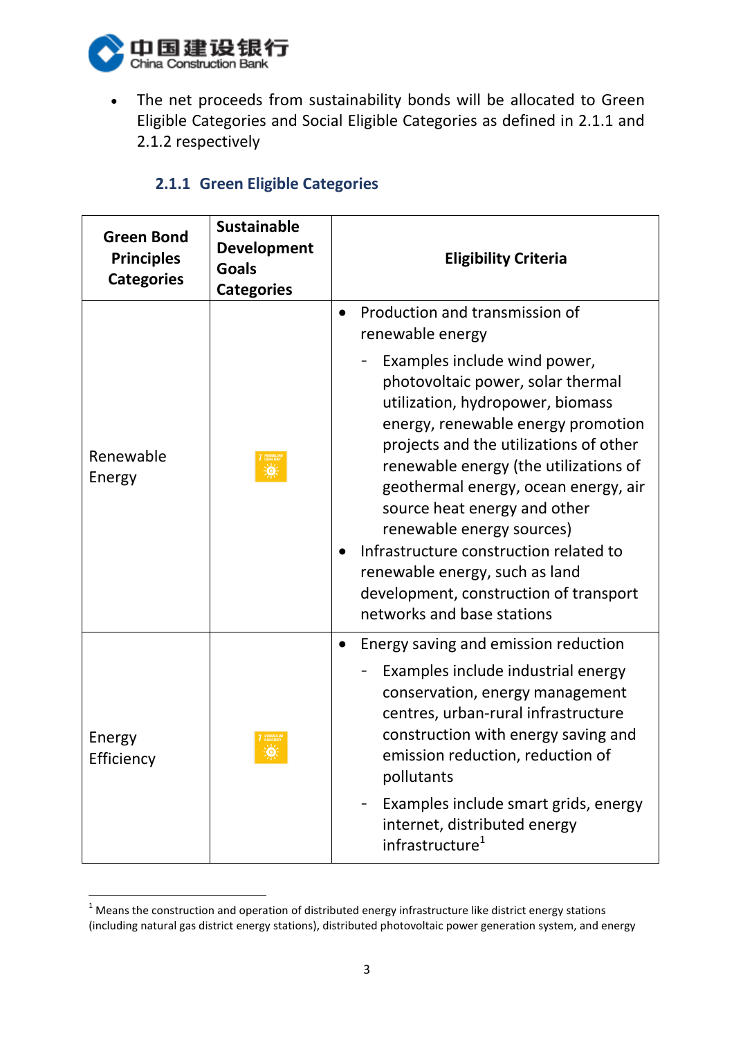- The net proceeds from sustainability bonds will be allocated to Green Eligible Categories and Social Eligible Categories as defined in 2.1.1 and 2.1.2 respectively

### 2.1.1 Green Eligible Categories

| Green Bond Principles Categories | Sustainable Development Goals Categories | Eligibility Criteria |
|---|---|---|
| Renewable Energy | 7 AFFORDABLE AND CLEAN ENERGY | • Production and transmission of renewable energy<br>- Examples include wind power, photovoltaic power, solar thermal utilization, hydropower, biomass energy, renewable energy promotion projects and the utilizations of other renewable energy (the utilizations of geothermal energy, ocean energy, air source heat energy and other renewable energy sources)<br>• Infrastructure construction related to renewable energy, such as land development, construction of transport networks and base stations |
| Energy Efficiency | 7 AFFORDABLE AND CLEAN ENERGY | • Energy saving and emission reduction<br>- Examples include industrial energy conservation, energy management centres, urban-rural infrastructure construction with energy saving and emission reduction, reduction of pollutants<br>- Examples include smart grids, energy internet, distributed energy infrastructure[1] |

[1] Means the construction and operation of distributed energy infrastructure like district energy stations (including natural gas district energy stations), distributed photovoltaic power generation system, and energy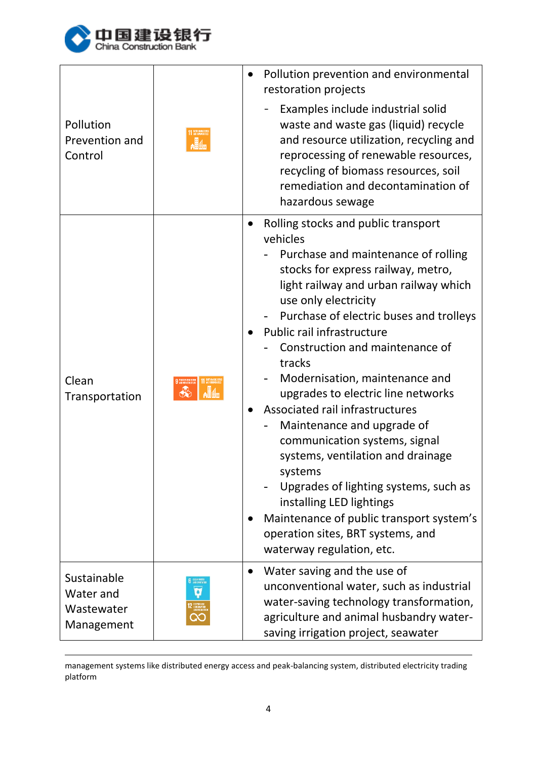| | | |
|---|---|---|
| Pollution Prevention and Control | | • Pollution prevention and environmental restoration projects<br>- Examples include industrial solid waste and waste gas (liquid) recycle and resource utilization, recycling and reprocessing of renewable resources, recycling of biomass resources, soil remediation and decontamination of hazardous sewage |
| Clean Transportation | | • Rolling stocks and public transport vehicles<br>- Purchase and maintenance of rolling stocks for express railway, metro, light railway and urban railway which use only electricity<br>- Purchase of electric buses and trolleys<br>• Public rail infrastructure<br>- Construction and maintenance of tracks<br>- Modernisation, maintenance and upgrades to electric line networks<br>• Associated rail infrastructures<br>- Maintenance and upgrade of communication systems, signal systems, ventilation and drainage systems<br>- Upgrades of lighting systems, such as installing LED lightings<br>• Maintenance of public transport system's operation sites, BRT systems, and waterway regulation, etc. |
| Sustainable Water and Wastewater Management | | • Water saving and the use of unconventional water, such as industrial water-saving technology transformation, agriculture and animal husbandry water-saving irrigation project, seawater |

management systems like distributed energy access and peak-balancing system, distributed electricity trading platform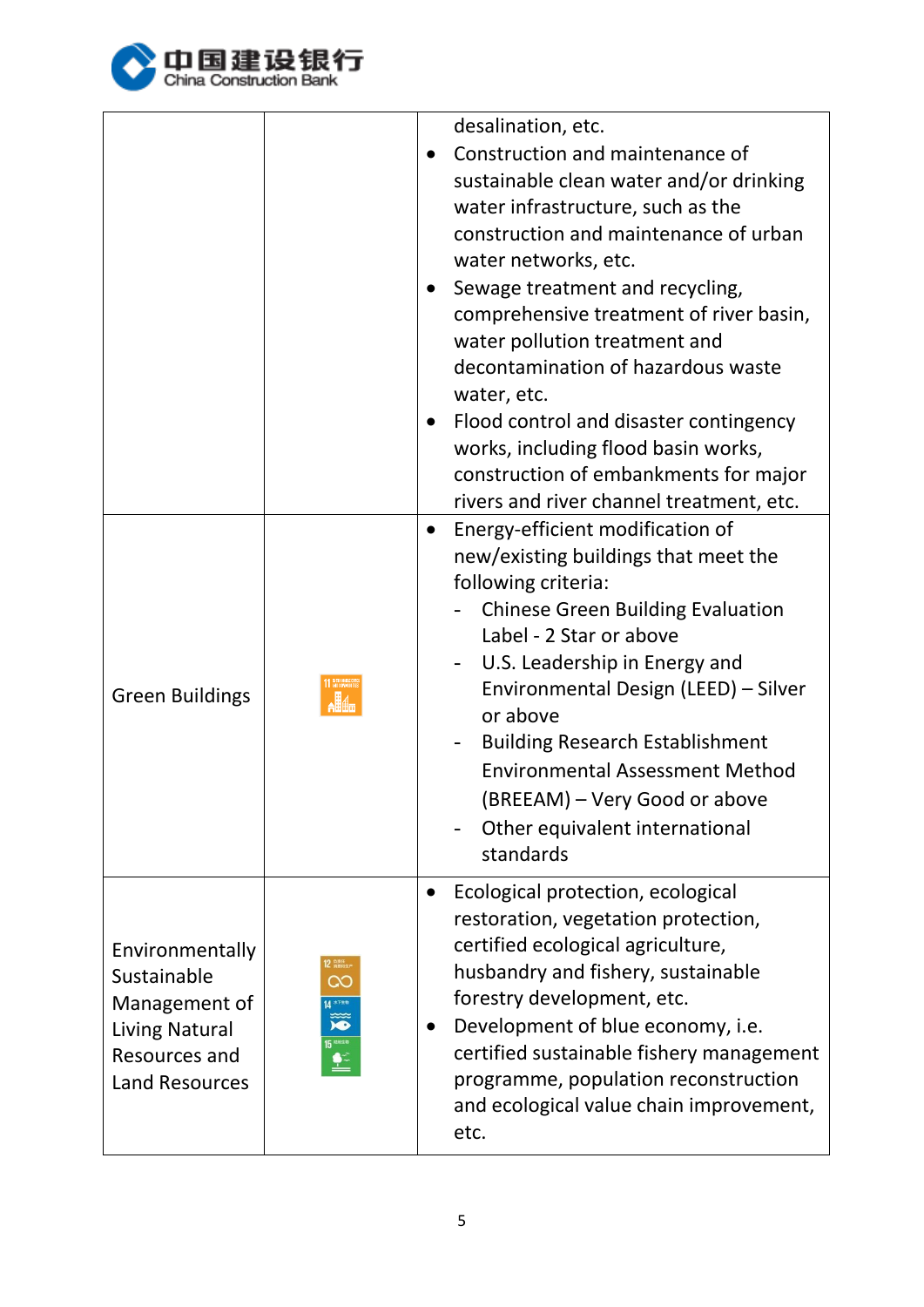| | | |
|---|---|---|
| | | desalination, etc.<br>• Construction and maintenance of sustainable clean water and/or drinking water infrastructure, such as the construction and maintenance of urban water networks, etc.<br>• Sewage treatment and recycling, comprehensive treatment of river basin, water pollution treatment and decontamination of hazardous waste water, etc.<br>• Flood control and disaster contingency works, including flood basin works, construction of embankments for major rivers and river channel treatment, etc. |
| Green Buildings | | • Energy-efficient modification of new/existing buildings that meet the following criteria:<br>- Chinese Green Building Evaluation Label - 2 Star or above<br>- U.S. Leadership in Energy and Environmental Design (LEED) – Silver or above<br>- Building Research Establishment Environmental Assessment Method (BREEAM) – Very Good or above<br>- Other equivalent international standards |
| Environmentally Sustainable Management of Living Natural Resources and Land Resources | | • Ecological protection, ecological restoration, vegetation protection, certified ecological agriculture, husbandry and fishery, sustainable forestry development, etc.<br>• Development of blue economy, i.e. certified sustainable fishery management programme, population reconstruction and ecological value chain improvement, etc. |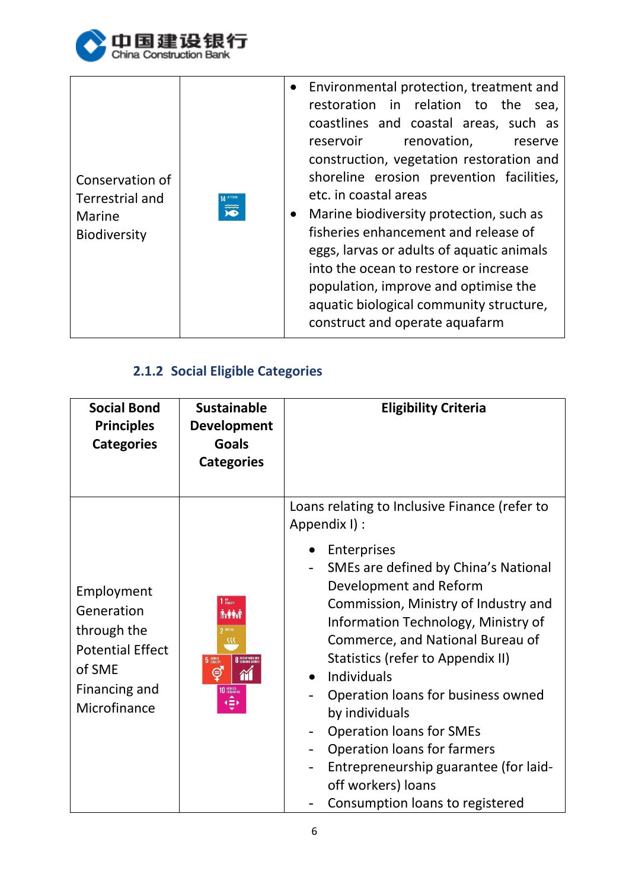| | | |
|---|---|---|
| Conservation of Terrestrial and Marine Biodiversity | | • Environmental protection, treatment and restoration in relation to the sea, coastlines and coastal areas, such as reservoir renovation, reserve construction, vegetation restoration and shoreline erosion prevention facilities, etc. in coastal areas<br>• Marine biodiversity protection, such as fisheries enhancement and release of eggs, larvas or adults of aquatic animals into the ocean to restore or increase population, improve and optimise the aquatic biological community structure, construct and operate aquafarm |

### 2.1.2 Social Eligible Categories

| **Social Bond Principles Categories** | **Sustainable Development Goals Categories** | **Eligibility Criteria** |
|---|---|---|
| Employment Generation through the Potential Effect of SME Financing and Microfinance | | Loans relating to Inclusive Finance (refer to Appendix I) :<br>• Enterprises<br>- SMEs are defined by China's National Development and Reform Commission, Ministry of Industry and Information Technology, Ministry of Commerce, and National Bureau of Statistics (refer to Appendix II)<br>• Individuals<br>- Operation loans for business owned by individuals<br>- Operation loans for SMEs<br>- Operation loans for farmers<br>- Entrepreneurship guarantee (for laid-off workers) loans<br>- Consumption loans to registered |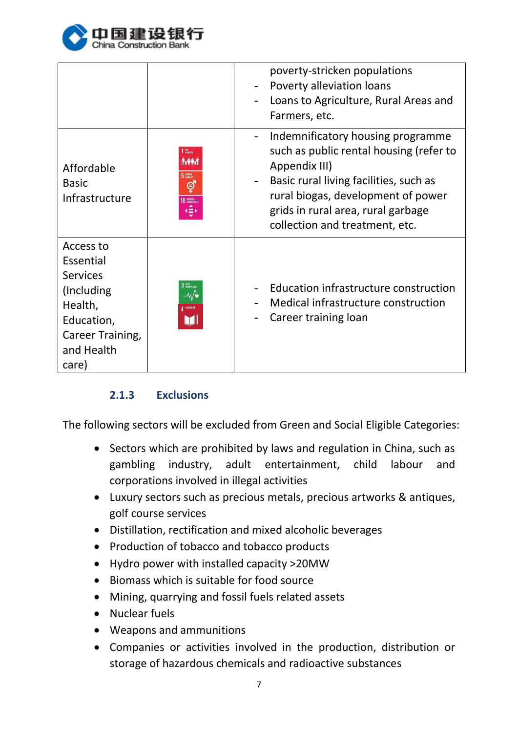| | | |
|---|---|---|
| | | poverty-stricken populations<br>- Poverty alleviation loans<br>- Loans to Agriculture, Rural Areas and Farmers, etc. |
| Affordable Basic Infrastructure | | - Indemnificatory housing programme such as public rental housing (refer to Appendix III)<br>- Basic rural living facilities, such as rural biogas, development of power grids in rural area, rural garbage collection and treatment, etc. |
| Access to Essential Services (Including Health, Education, Career Training, and Health care) | | - Education infrastructure construction<br>- Medical infrastructure construction<br>- Career training loan |

### 2.1.3 Exclusions

The following sectors will be excluded from Green and Social Eligible Categories:

- Sectors which are prohibited by laws and regulation in China, such as gambling industry, adult entertainment, child labour and corporations involved in illegal activities
- Luxury sectors such as precious metals, precious artworks & antiques, golf course services
- Distillation, rectification and mixed alcoholic beverages
- Production of tobacco and tobacco products
- Hydro power with installed capacity >20MW
- Biomass which is suitable for food source
- Mining, quarrying and fossil fuels related assets
- Nuclear fuels
- Weapons and ammunitions
- Companies or activities involved in the production, distribution or storage of hazardous chemicals and radioactive substances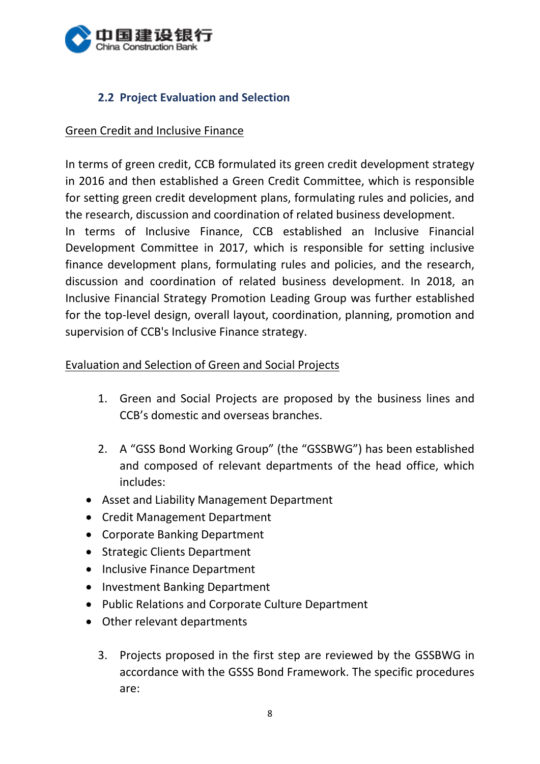### 2.2 Project Evaluation and Selection

Green Credit and Inclusive Finance

In terms of green credit, CCB formulated its green credit development strategy in 2016 and then established a Green Credit Committee, which is responsible for setting green credit development plans, formulating rules and policies, and the research, discussion and coordination of related business development.
In terms of Inclusive Finance, CCB established an Inclusive Financial Development Committee in 2017, which is responsible for setting inclusive finance development plans, formulating rules and policies, and the research, discussion and coordination of related business development. In 2018, an Inclusive Financial Strategy Promotion Leading Group was further established for the top-level design, overall layout, coordination, planning, promotion and supervision of CCB's Inclusive Finance strategy.

Evaluation and Selection of Green and Social Projects

1. Green and Social Projects are proposed by the business lines and CCB's domestic and overseas branches.

2. A "GSS Bond Working Group" (the "GSSBWG") has been established and composed of relevant departments of the head office, which includes:

- Asset and Liability Management Department
- Credit Management Department
- Corporate Banking Department
- Strategic Clients Department
- Inclusive Finance Department
- Investment Banking Department
- Public Relations and Corporate Culture Department
- Other relevant departments

3. Projects proposed in the first step are reviewed by the GSSBWG in accordance with the GSSS Bond Framework. The specific procedures are: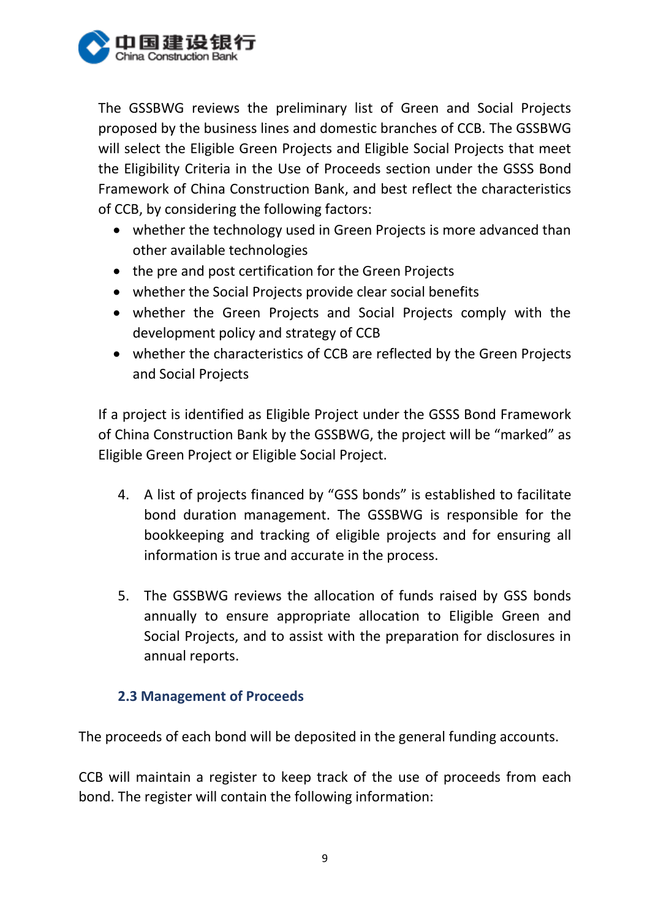The GSSBWG reviews the preliminary list of Green and Social Projects proposed by the business lines and domestic branches of CCB. The GSSBWG will select the Eligible Green Projects and Eligible Social Projects that meet the Eligibility Criteria in the Use of Proceeds section under the GSSS Bond Framework of China Construction Bank, and best reflect the characteristics of CCB, by considering the following factors:

- whether the technology used in Green Projects is more advanced than other available technologies
- the pre and post certification for the Green Projects
- whether the Social Projects provide clear social benefits
- whether the Green Projects and Social Projects comply with the development policy and strategy of CCB
- whether the characteristics of CCB are reflected by the Green Projects and Social Projects

If a project is identified as Eligible Project under the GSSS Bond Framework of China Construction Bank by the GSSBWG, the project will be "marked" as Eligible Green Project or Eligible Social Project.

4. A list of projects financed by "GSS bonds" is established to facilitate bond duration management. The GSSBWG is responsible for the bookkeeping and tracking of eligible projects and for ensuring all information is true and accurate in the process.

5. The GSSBWG reviews the allocation of funds raised by GSS bonds annually to ensure appropriate allocation to Eligible Green and Social Projects, and to assist with the preparation for disclosures in annual reports.

### 2.3 Management of Proceeds

The proceeds of each bond will be deposited in the general funding accounts.

CCB will maintain a register to keep track of the use of proceeds from each bond. The register will contain the following information: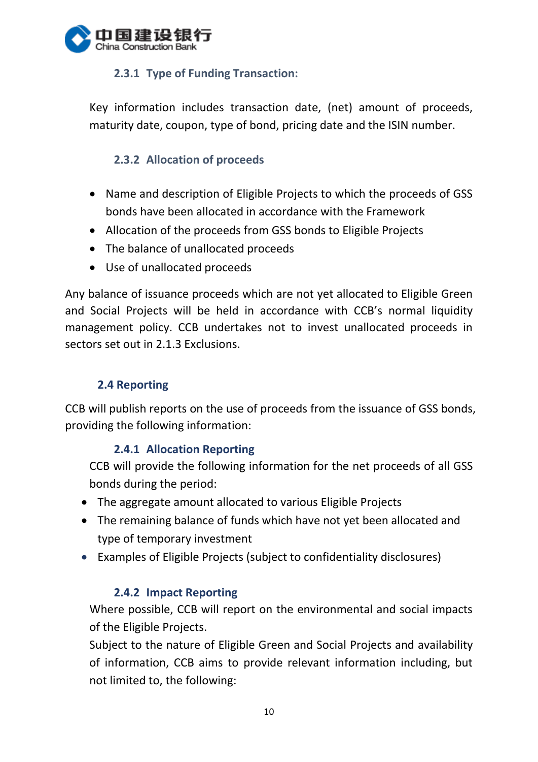#### 2.3.1 Type of Funding Transaction:

Key information includes transaction date, (net) amount of proceeds, maturity date, coupon, type of bond, pricing date and the ISIN number.

#### 2.3.2 Allocation of proceeds

- Name and description of Eligible Projects to which the proceeds of GSS bonds have been allocated in accordance with the Framework
- Allocation of the proceeds from GSS bonds to Eligible Projects
- The balance of unallocated proceeds
- Use of unallocated proceeds

Any balance of issuance proceeds which are not yet allocated to Eligible Green and Social Projects will be held in accordance with CCB's normal liquidity management policy. CCB undertakes not to invest unallocated proceeds in sectors set out in 2.1.3 Exclusions.

### 2.4 Reporting

CCB will publish reports on the use of proceeds from the issuance of GSS bonds, providing the following information:

#### 2.4.1 Allocation Reporting

CCB will provide the following information for the net proceeds of all GSS bonds during the period:

- The aggregate amount allocated to various Eligible Projects
- The remaining balance of funds which have not yet been allocated and type of temporary investment
- Examples of Eligible Projects (subject to confidentiality disclosures)

#### 2.4.2 Impact Reporting

Where possible, CCB will report on the environmental and social impacts of the Eligible Projects.

Subject to the nature of Eligible Green and Social Projects and availability of information, CCB aims to provide relevant information including, but not limited to, the following: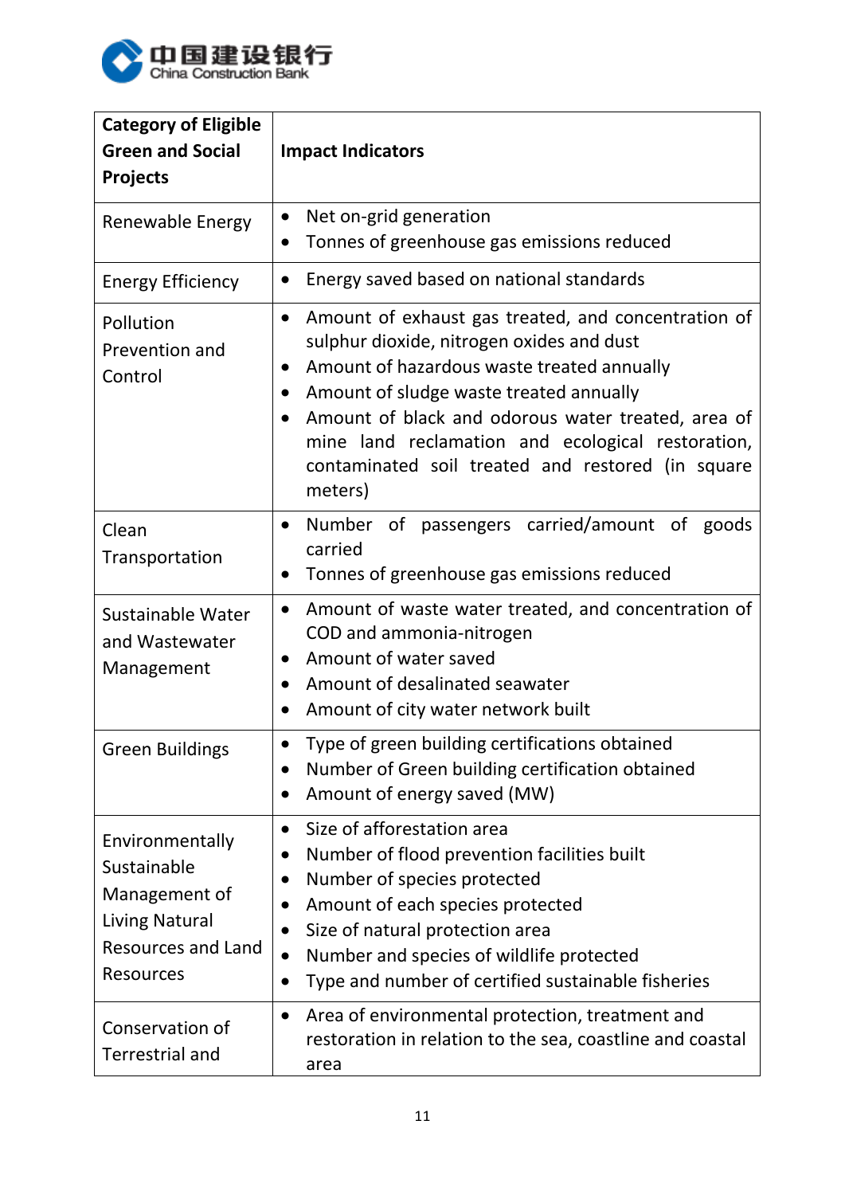| Category of Eligible Green and Social Projects | Impact Indicators |
| --- | --- |
| Renewable Energy | • Net on-grid generation<br>• Tonnes of greenhouse gas emissions reduced |
| Energy Efficiency | • Energy saved based on national standards |
| Pollution Prevention and Control | • Amount of exhaust gas treated, and concentration of sulphur dioxide, nitrogen oxides and dust<br>• Amount of hazardous waste treated annually<br>• Amount of sludge waste treated annually<br>• Amount of black and odorous water treated, area of mine land reclamation and ecological restoration, contaminated soil treated and restored (in square meters) |
| Clean Transportation | • Number of passengers carried/amount of goods carried<br>• Tonnes of greenhouse gas emissions reduced |
| Sustainable Water and Wastewater Management | • Amount of waste water treated, and concentration of COD and ammonia-nitrogen<br>• Amount of water saved<br>• Amount of desalinated seawater<br>• Amount of city water network built |
| Green Buildings | • Type of green building certifications obtained<br>• Number of Green building certification obtained<br>• Amount of energy saved (MW) |
| Environmentally Sustainable Management of Living Natural Resources and Land Resources | • Size of afforestation area<br>• Number of flood prevention facilities built<br>• Number of species protected<br>• Amount of each species protected<br>• Size of natural protection area<br>• Number and species of wildlife protected<br>• Type and number of certified sustainable fisheries |
| Conservation of Terrestrial and | • Area of environmental protection, treatment and restoration in relation to the sea, coastline and coastal area |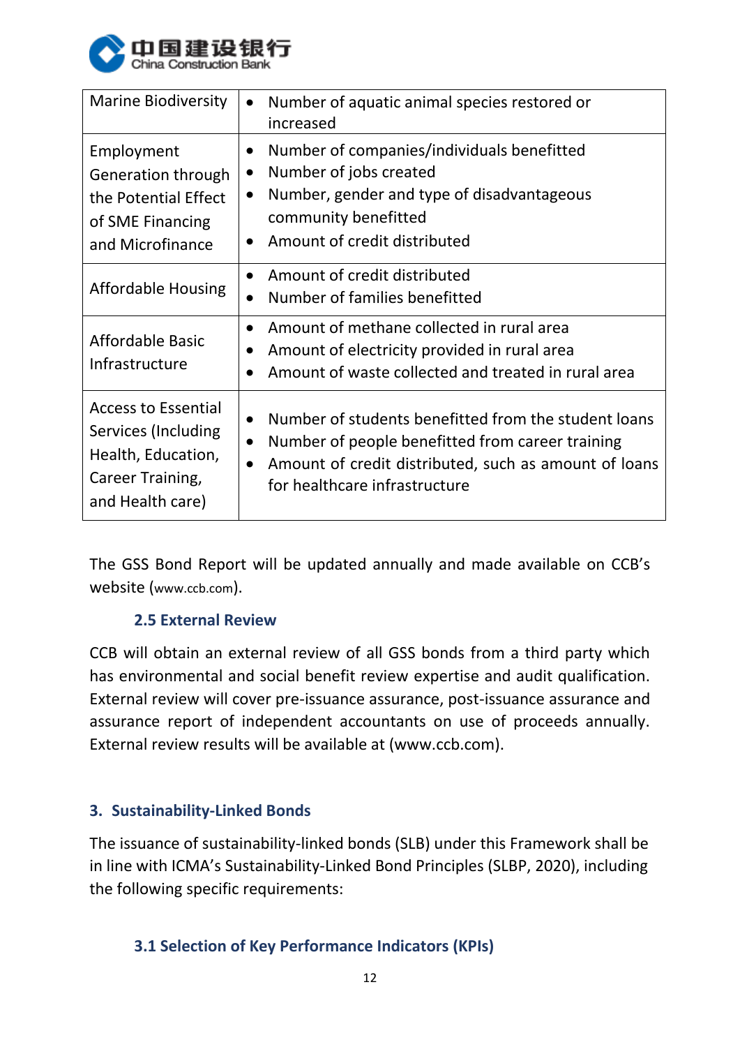| Marine Biodiversity | • Number of aquatic animal species restored or increased |
|---|---|
| Employment Generation through the Potential Effect of SME Financing and Microfinance | • Number of companies/individuals benefitted<br>• Number of jobs created<br>• Number, gender and type of disadvantageous community benefitted<br>• Amount of credit distributed |
| Affordable Housing | • Amount of credit distributed<br>• Number of families benefitted |
| Affordable Basic Infrastructure | • Amount of methane collected in rural area<br>• Amount of electricity provided in rural area<br>• Amount of waste collected and treated in rural area |
| Access to Essential Services (Including Health, Education, Career Training, and Health care) | • Number of students benefitted from the student loans<br>• Number of people benefitted from career training<br>• Amount of credit distributed, such as amount of loans for healthcare infrastructure |

The GSS Bond Report will be updated annually and made available on CCB's website (www.ccb.com).

### 2.5 External Review

CCB will obtain an external review of all GSS bonds from a third party which has environmental and social benefit review expertise and audit qualification. External review will cover pre-issuance assurance, post-issuance assurance and assurance report of independent accountants on use of proceeds annually. External review results will be available at (www.ccb.com).

## 3. Sustainability-Linked Bonds

The issuance of sustainability-linked bonds (SLB) under this Framework shall be in line with ICMA's Sustainability-Linked Bond Principles (SLBP, 2020), including the following specific requirements:

### 3.1 Selection of Key Performance Indicators (KPIs)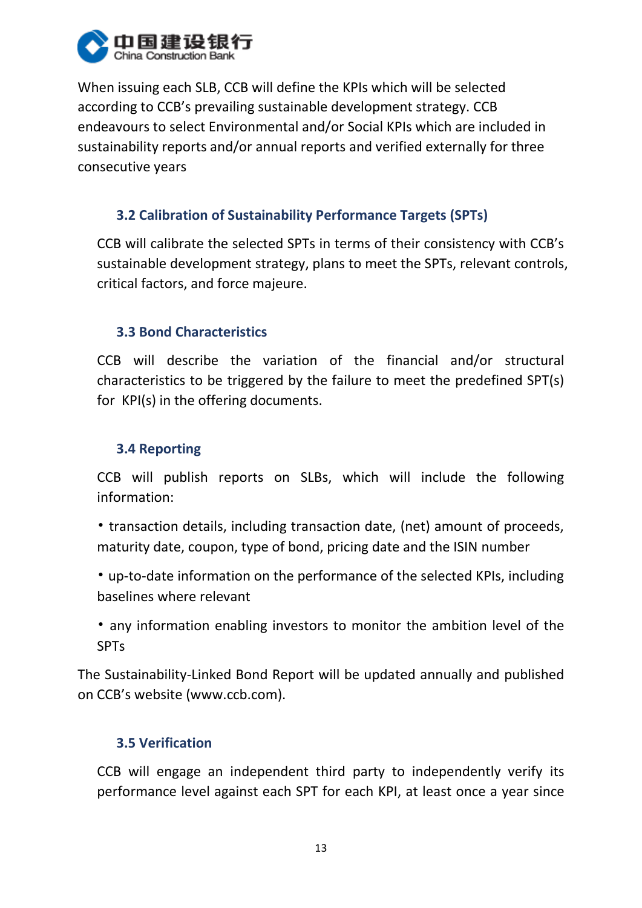When issuing each SLB, CCB will define the KPIs which will be selected according to CCB's prevailing sustainable development strategy. CCB endeavours to select Environmental and/or Social KPIs which are included in sustainability reports and/or annual reports and verified externally for three consecutive years

### 3.2 Calibration of Sustainability Performance Targets (SPTs)

CCB will calibrate the selected SPTs in terms of their consistency with CCB's sustainable development strategy, plans to meet the SPTs, relevant controls, critical factors, and force majeure.

### 3.3 Bond Characteristics

CCB will describe the variation of the financial and/or structural characteristics to be triggered by the failure to meet the predefined SPT(s) for KPI(s) in the offering documents.

### 3.4 Reporting

CCB will publish reports on SLBs, which will include the following information:

- transaction details, including transaction date, (net) amount of proceeds, maturity date, coupon, type of bond, pricing date and the ISIN number
- up-to-date information on the performance of the selected KPIs, including baselines where relevant
- any information enabling investors to monitor the ambition level of the SPTs

The Sustainability-Linked Bond Report will be updated annually and published on CCB's website (www.ccb.com).

### 3.5 Verification

CCB will engage an independent third party to independently verify its performance level against each SPT for each KPI, at least once a year since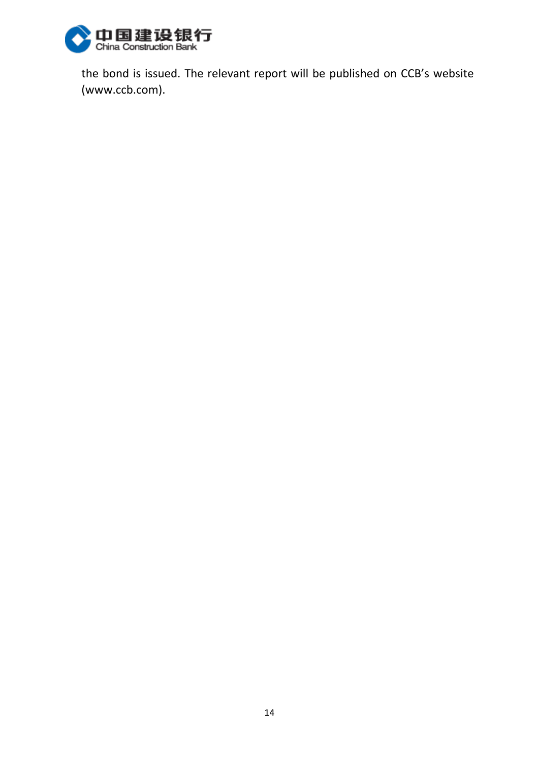the bond is issued. The relevant report will be published on CCB's website (www.ccb.com).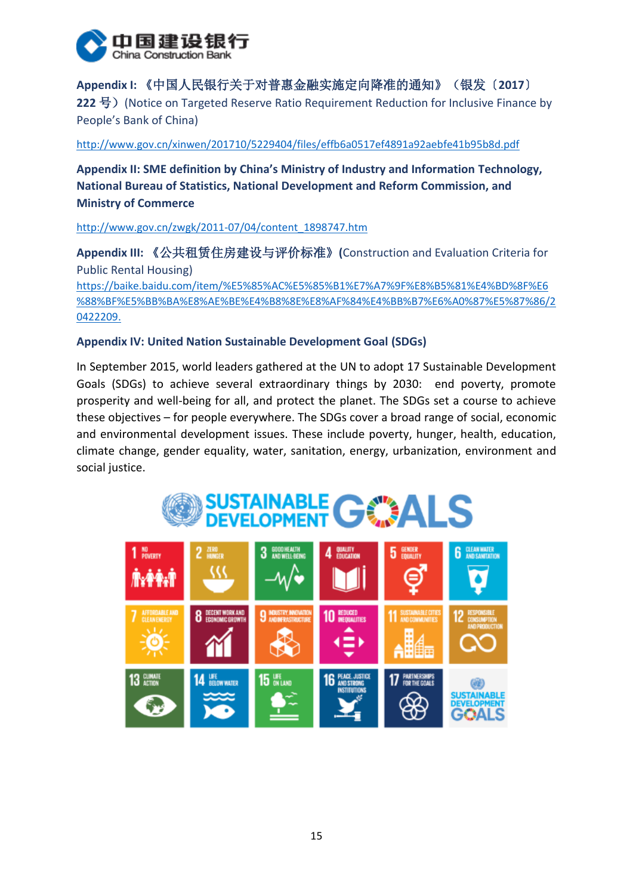**Appendix I: 《中国人民银行关于对普惠金融实施定向降准的通知》（银发〔2017〕222 号）**(Notice on Targeted Reserve Ratio Requirement Reduction for Inclusive Finance by People's Bank of China)

http://www.gov.cn/xinwen/201710/5229404/files/effb6a0517ef4891a92aebfe41b95b8d.pdf

**Appendix II: SME definition by China's Ministry of Industry and Information Technology, National Bureau of Statistics, National Development and Reform Commission, and Ministry of Commerce**

http://www.gov.cn/zwgk/2011-07/04/content_1898747.htm

**Appendix III: 《公共租赁住房建设与评价标准》(**Construction and Evaluation Criteria for Public Rental Housing)
https://baike.baidu.com/item/%E5%85%AC%E5%85%B1%E7%A7%9F%E8%B5%81%E4%BD%8F%E6%88%BF%E5%BB%BA%E8%AE%BE%E4%B8%8E%E8%AF%84%E4%BB%B7%E6%A0%87%E5%87%86/20422209.

**Appendix IV: United Nation Sustainable Development Goal (SDGs)**

In September 2015, world leaders gathered at the UN to adopt 17 Sustainable Development Goals (SDGs) to achieve several extraordinary things by 2030: end poverty, promote prosperity and well-being for all, and protect the planet. The SDGs set a course to achieve these objectives – for people everywhere. The SDGs cover a broad range of social, economic and environmental development issues. These include poverty, hunger, health, education, climate change, gender equality, water, sanitation, energy, urbanization, environment and social justice.

SUSTAINABLE DEVELOPMENT GOALS

1 NO POVERTY
2 ZERO HUNGER
3 GOOD HEALTH AND WELL-BEING
4 QUALITY EDUCATION
5 GENDER EQUALITY
6 CLEAN WATER AND SANITATION
7 AFFORDABLE AND CLEAN ENERGY
8 DECENT WORK AND ECONOMIC GROWTH
9 INDUSTRY, INNOVATION AND INFRASTRUCTURE
10 REDUCED INEQUALITIES
11 SUSTAINABLE CITIES AND COMMUNITIES
12 RESPONSIBLE CONSUMPTION AND PRODUCTION
13 CLIMATE ACTION
14 LIFE BELOW WATER
15 LIFE ON LAND
16 PEACE, JUSTICE AND STRONG INSTITUTIONS
17 PARTNERSHIPS FOR THE GOALS
SUSTAINABLE DEVELOPMENT GOALS